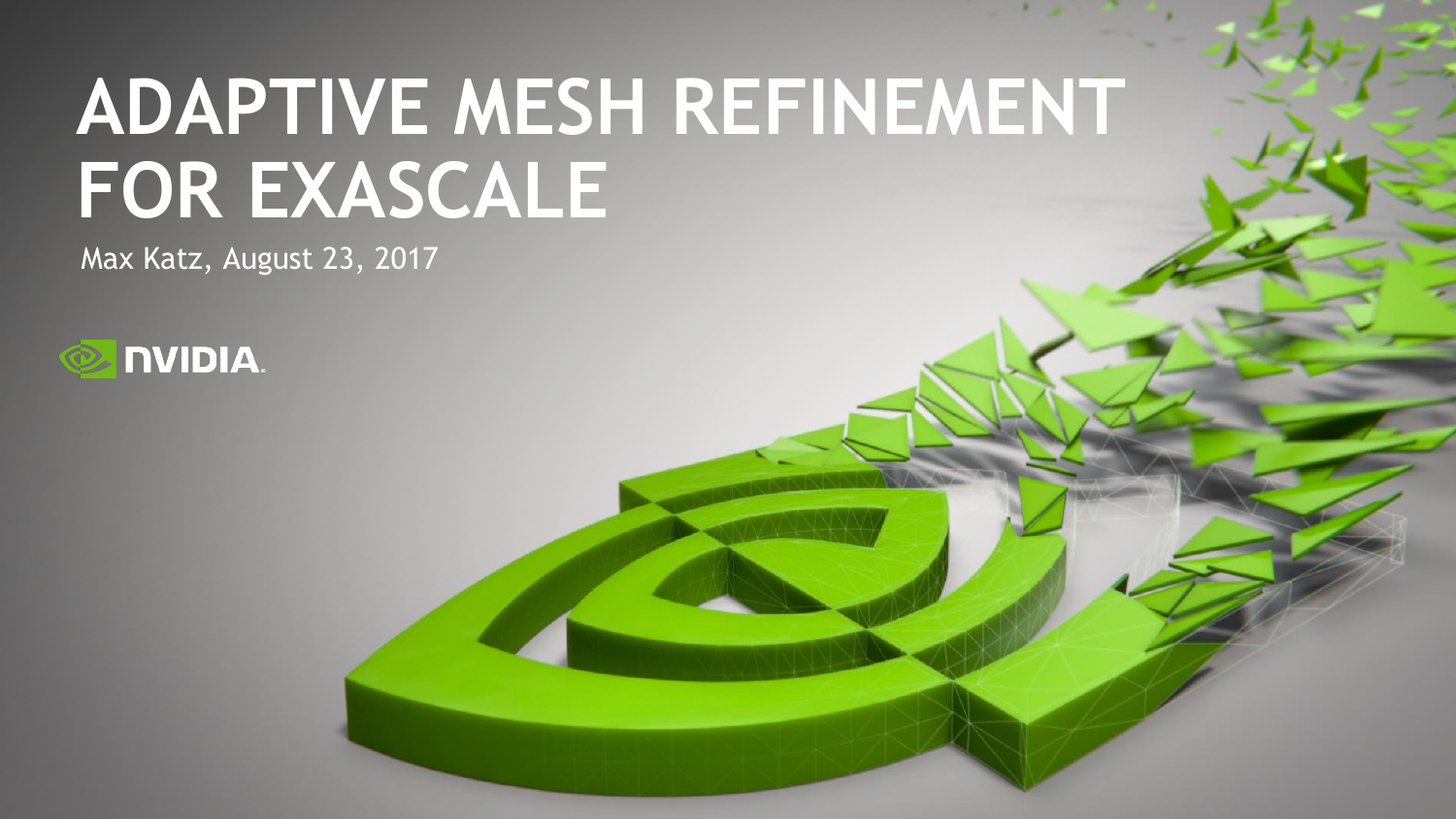# ADAPTIVE MESH REFINEMENT FOR EXASCALE

Max Katz, August 23, 2017

NVIDIA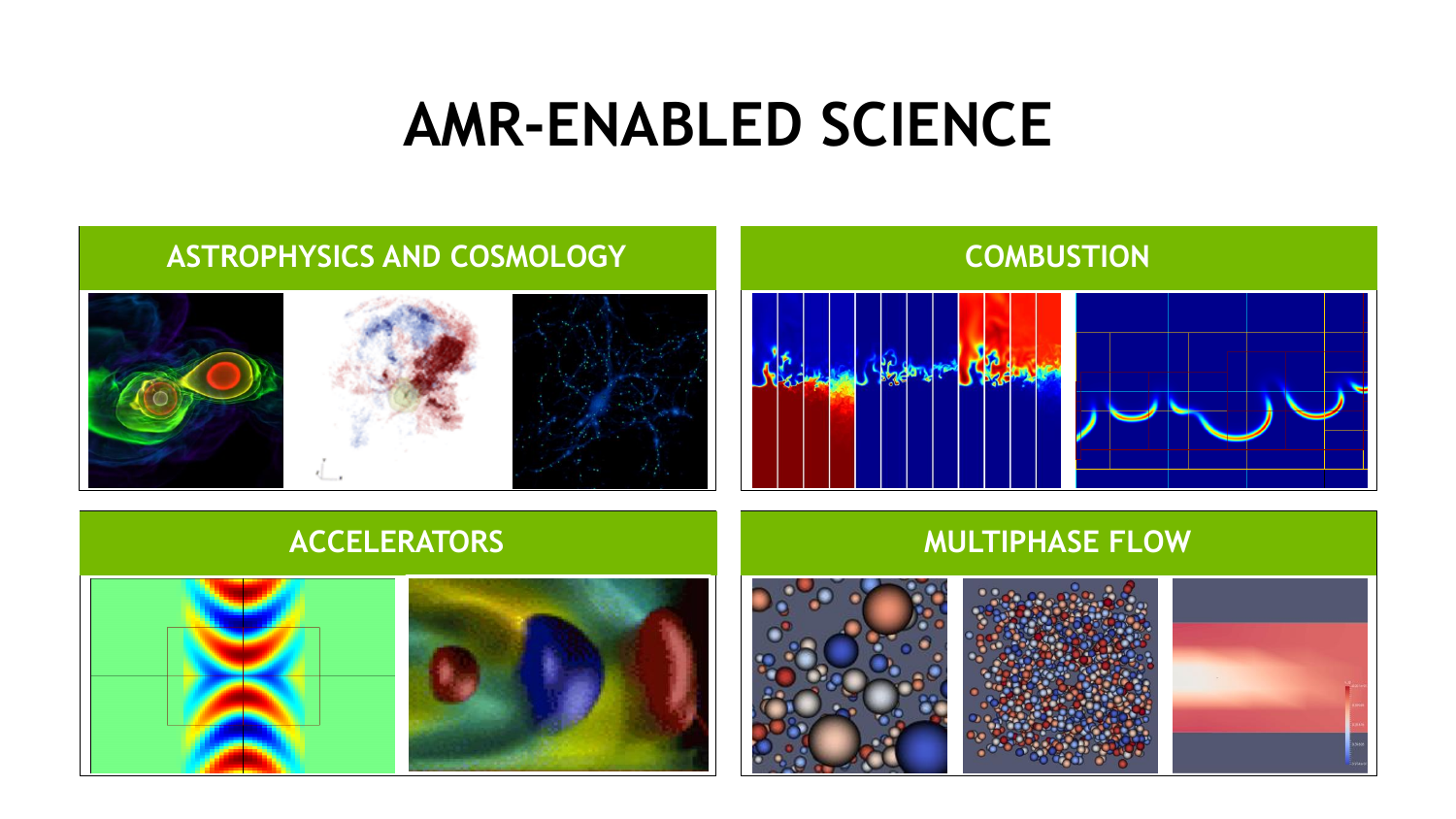# AMR-ENABLED SCIENCE

## ASTROPHYSICS AND COSMOLOGY

## COMBUSTION

## ACCELERATORS

## MULTIPHASE FLOW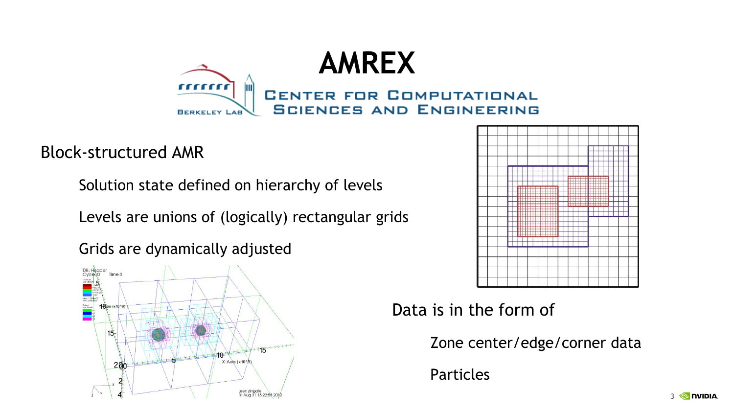# AMREX

Center for Computational Sciences and Engineering

Berkeley Lab

Block-structured AMR

- Solution state defined on hierarchy of levels
- Levels are unions of (logically) rectangular grids
- Grids are dynamically adjusted

Data is in the form of

- Zone center/edge/corner data
- Particles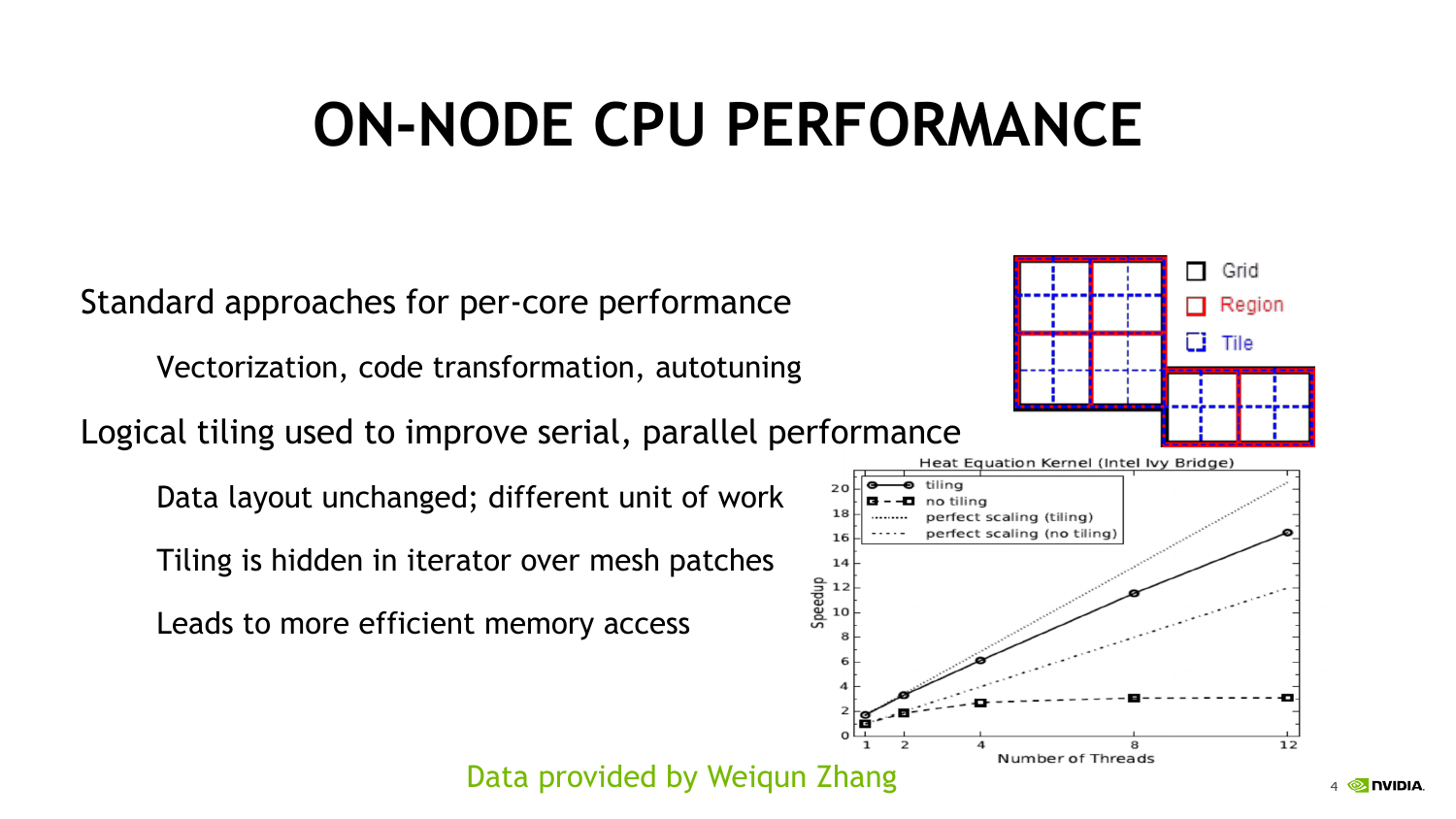# ON-NODE CPU PERFORMANCE

Standard approaches for per-core performance

- Vectorization, code transformation, autotuning

Logical tiling used to improve serial, parallel performance

- Data layout unchanged; different unit of work
- Tiling is hidden in iterator over mesh patches
- Leads to more efficient memory access

Data provided by Weiqun Zhang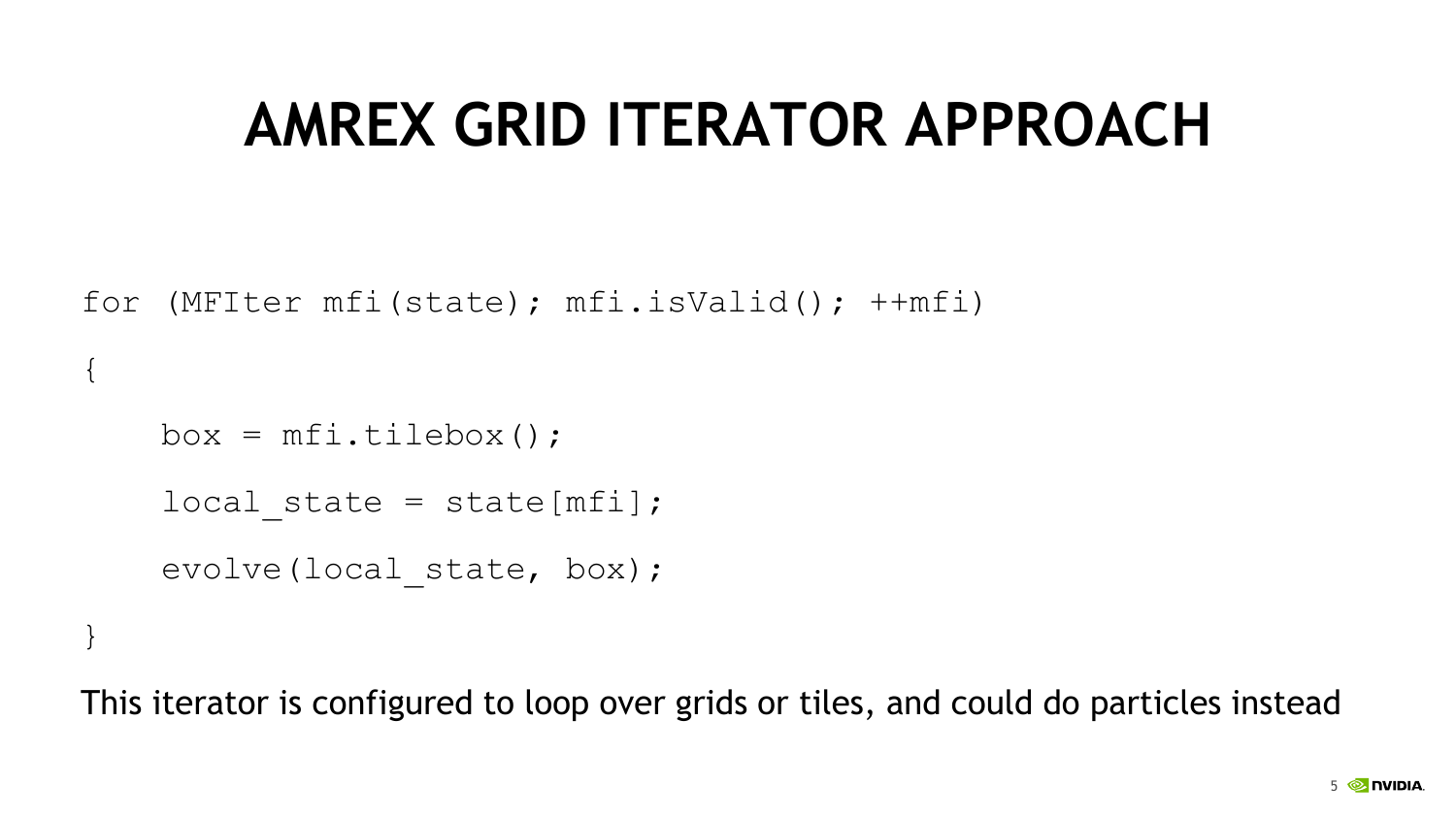# AMREX GRID ITERATOR APPROACH

```
for (MFIter mfi(state); mfi.isValid(); ++mfi)
{
    box = mfi.tilebox();
    local_state = state[mfi];
    evolve(local_state, box);
}
```

This iterator is configured to loop over grids or tiles, and could do particles instead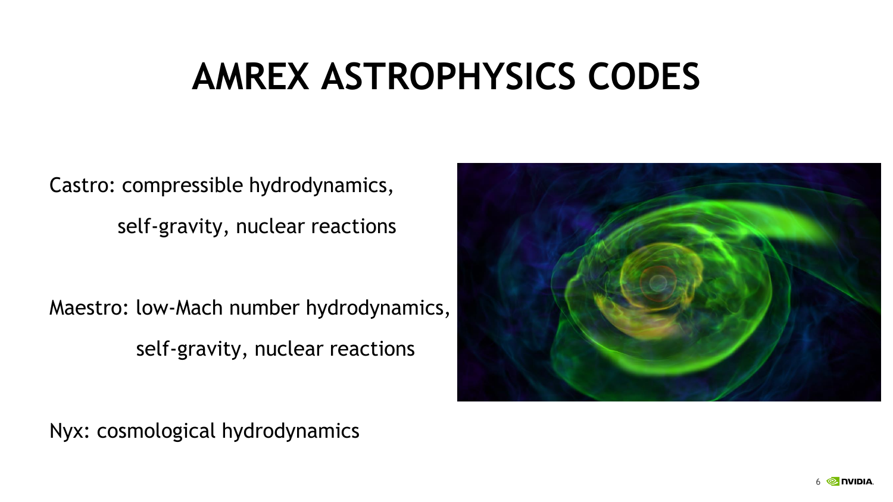# AMREX ASTROPHYSICS CODES

Castro: compressible hydrodynamics, self-gravity, nuclear reactions

Maestro: low-Mach number hydrodynamics, self-gravity, nuclear reactions

Nyx: cosmological hydrodynamics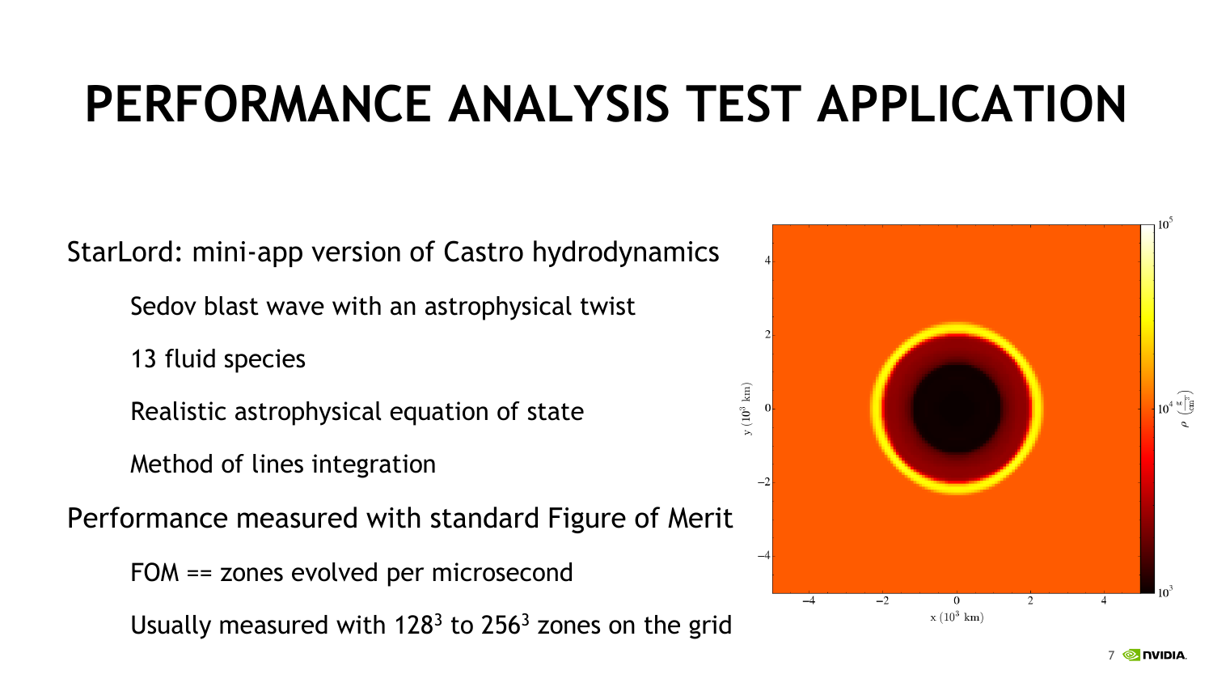# PERFORMANCE ANALYSIS TEST APPLICATION

- StarLord: mini-app version of Castro hydrodynamics
  - Sedov blast wave with an astrophysical twist
  - 13 fluid species
  - Realistic astrophysical equation of state
  - Method of lines integration
- Performance measured with standard Figure of Merit
  - FOM == zones evolved per microsecond
  - Usually measured with $128^3$ to $256^3$ zones on the grid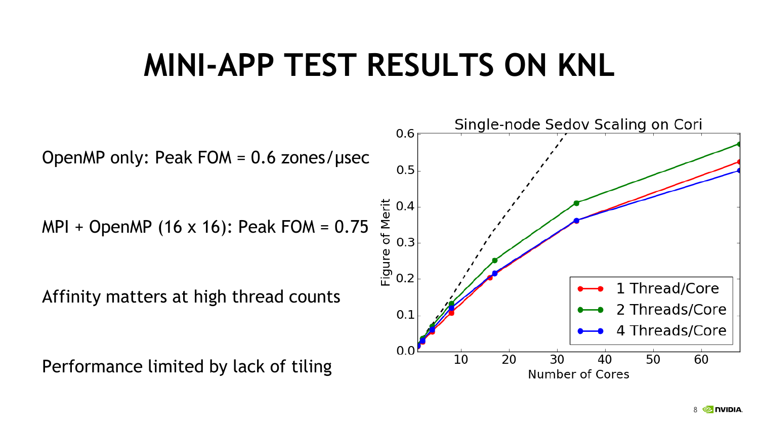# MINI-APP TEST RESULTS ON KNL

OpenMP only: Peak FOM = 0.6 zones/μsec

MPI + OpenMP (16 x 16): Peak FOM = 0.75

Affinity matters at high thread counts

Performance limited by lack of tiling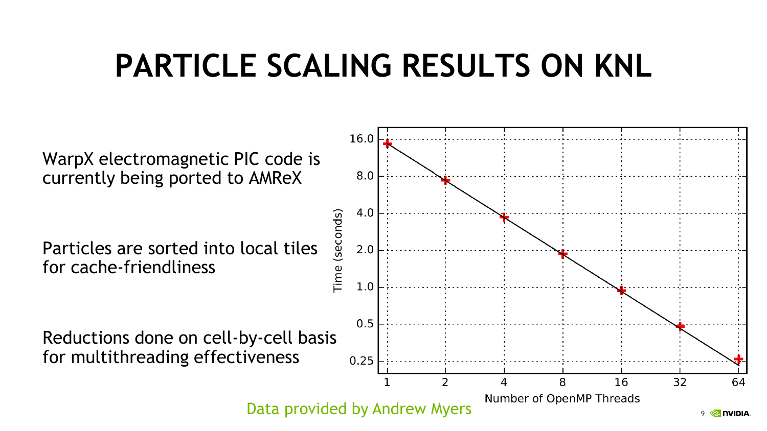# PARTICLE SCALING RESULTS ON KNL

WarpX electromagnetic PIC code is currently being ported to AMReX

Particles are sorted into local tiles for cache-friendliness

Reductions done on cell-by-cell basis for multithreading effectiveness

Data provided by Andrew Myers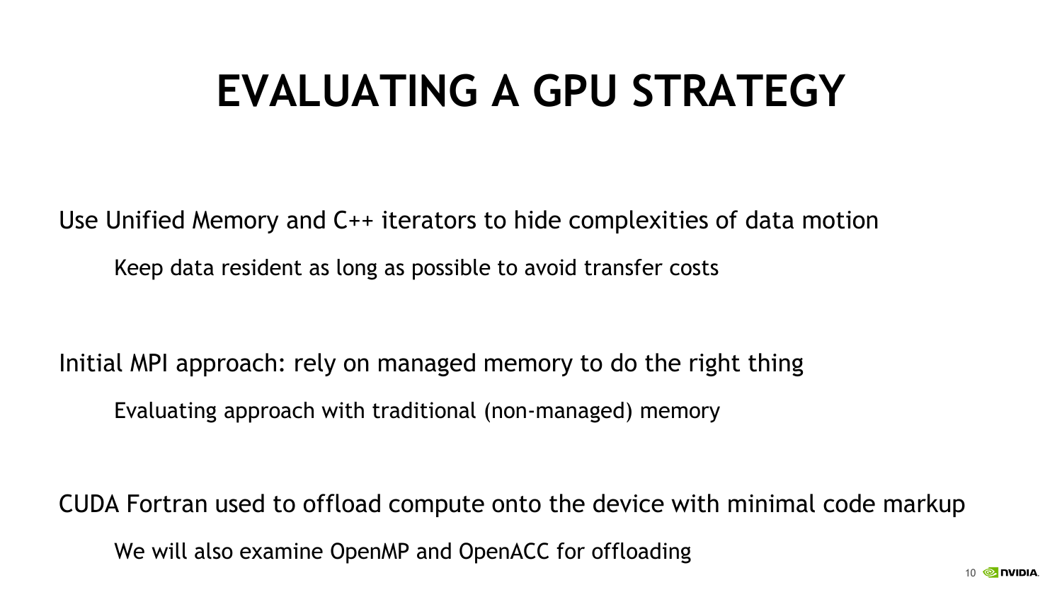# EVALUATING A GPU STRATEGY

Use Unified Memory and C++ iterators to hide complexities of data motion

- Keep data resident as long as possible to avoid transfer costs

Initial MPI approach: rely on managed memory to do the right thing

- Evaluating approach with traditional (non-managed) memory

CUDA Fortran used to offload compute onto the device with minimal code markup

- We will also examine OpenMP and OpenACC for offloading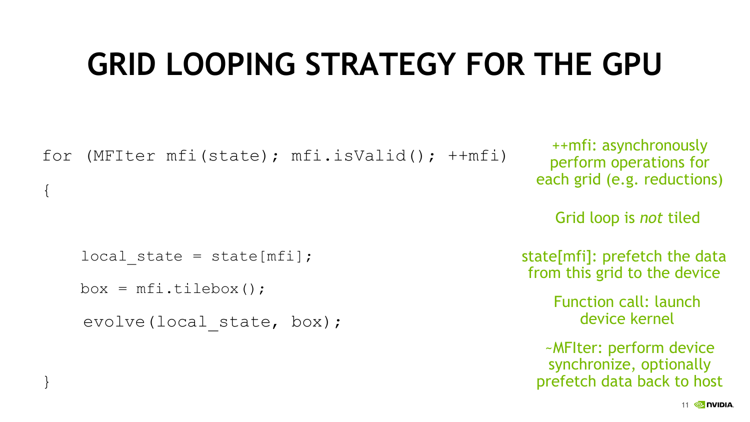# GRID LOOPING STRATEGY FOR THE GPU

```
for (MFIter mfi(state); mfi.isValid(); ++mfi)
{

    local_state = state[mfi];
    box = mfi.tilebox();
    evolve(local_state, box);

}
```

++mfi: asynchronously perform operations for each grid (e.g. reductions)

Grid loop is *not* tiled

state[mfi]: prefetch the data from this grid to the device

Function call: launch device kernel

~MFIter: perform device synchronize, optionally prefetch data back to host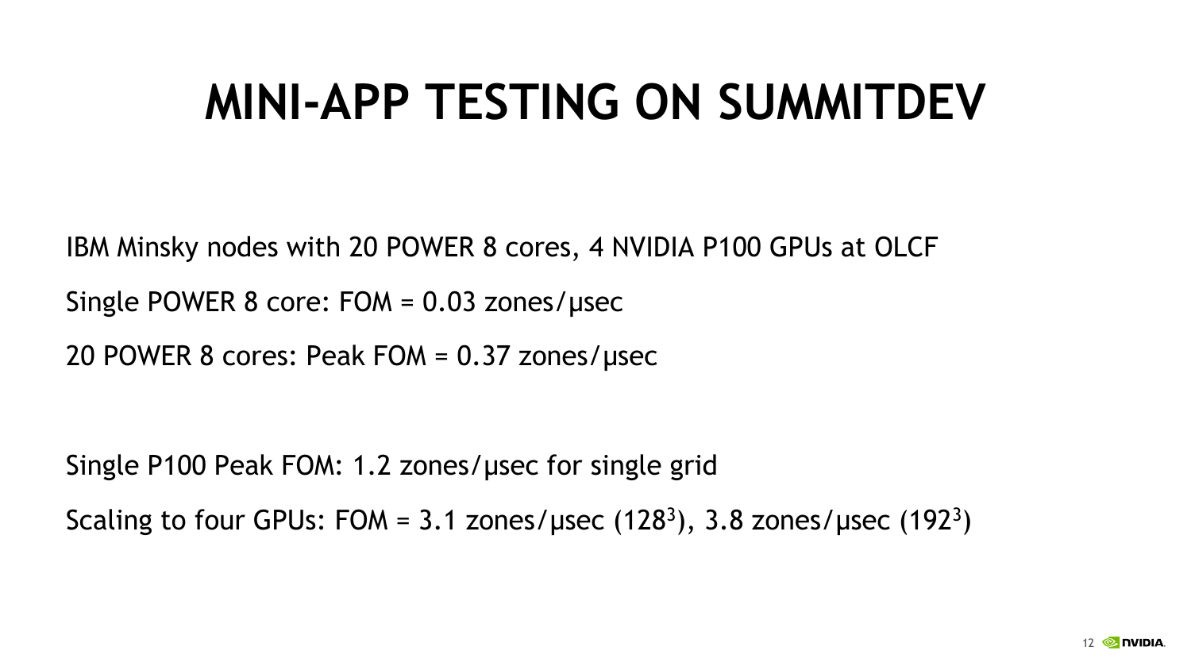# MINI-APP TESTING ON SUMMITDEV

IBM Minsky nodes with 20 POWER 8 cores, 4 NVIDIA P100 GPUs at OLCF

Single POWER 8 core: FOM = 0.03 zones/μsec

20 POWER 8 cores: Peak FOM = 0.37 zones/μsec

Single P100 Peak FOM: 1.2 zones/μsec for single grid

Scaling to four GPUs: FOM = 3.1 zones/μsec ($128^3$), 3.8 zones/μsec ($192^3$)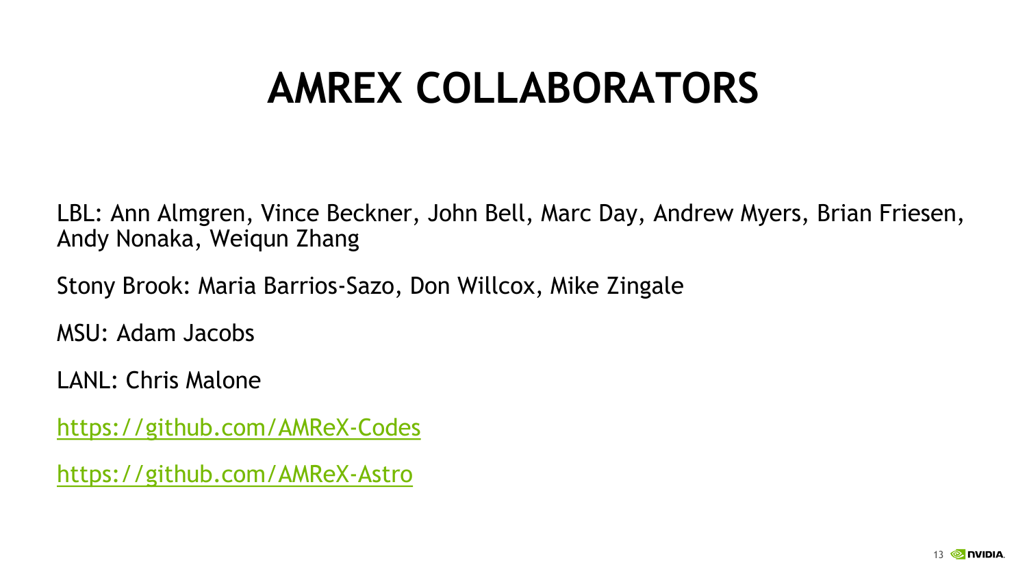# AMREX COLLABORATORS

LBL: Ann Almgren, Vince Beckner, John Bell, Marc Day, Andrew Myers, Brian Friesen, Andy Nonaka, Weiqun Zhang

Stony Brook: Maria Barrios-Sazo, Don Willcox, Mike Zingale

MSU: Adam Jacobs

LANL: Chris Malone

https://github.com/AMReX-Codes

https://github.com/AMReX-Astro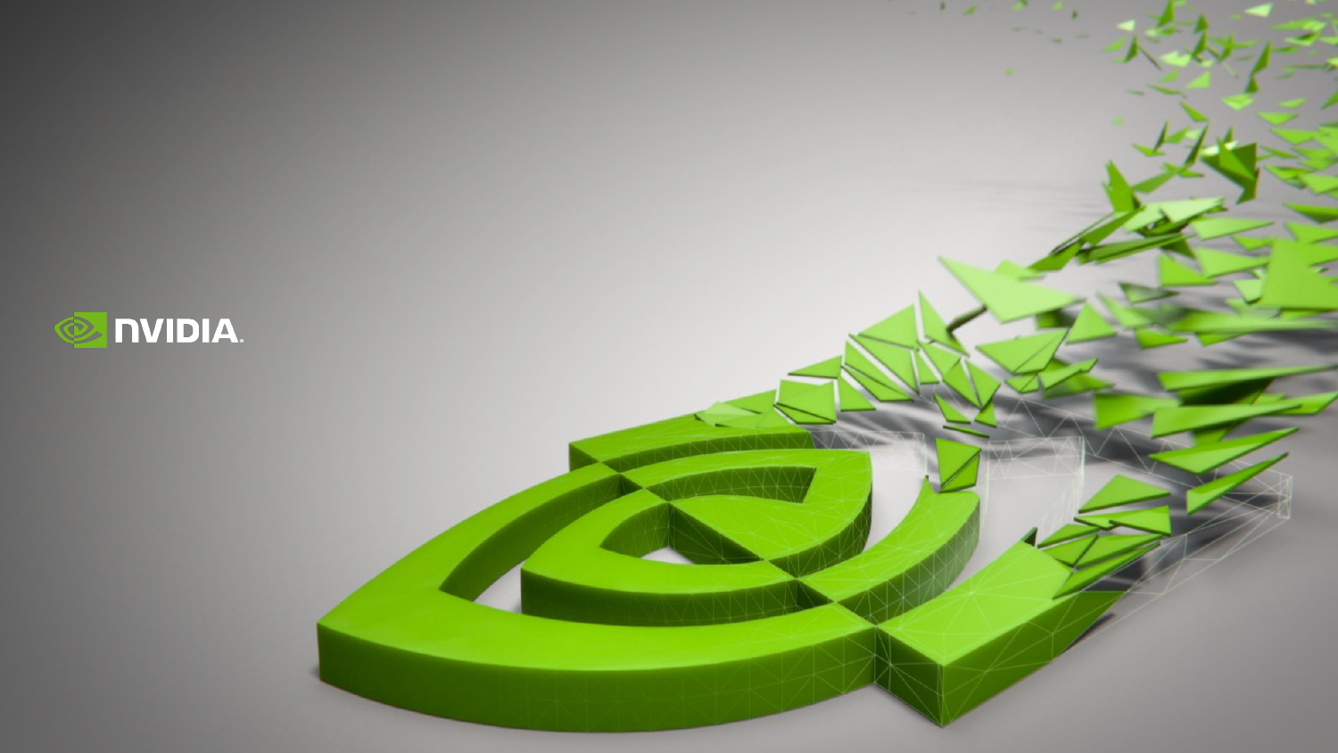NVIDIA